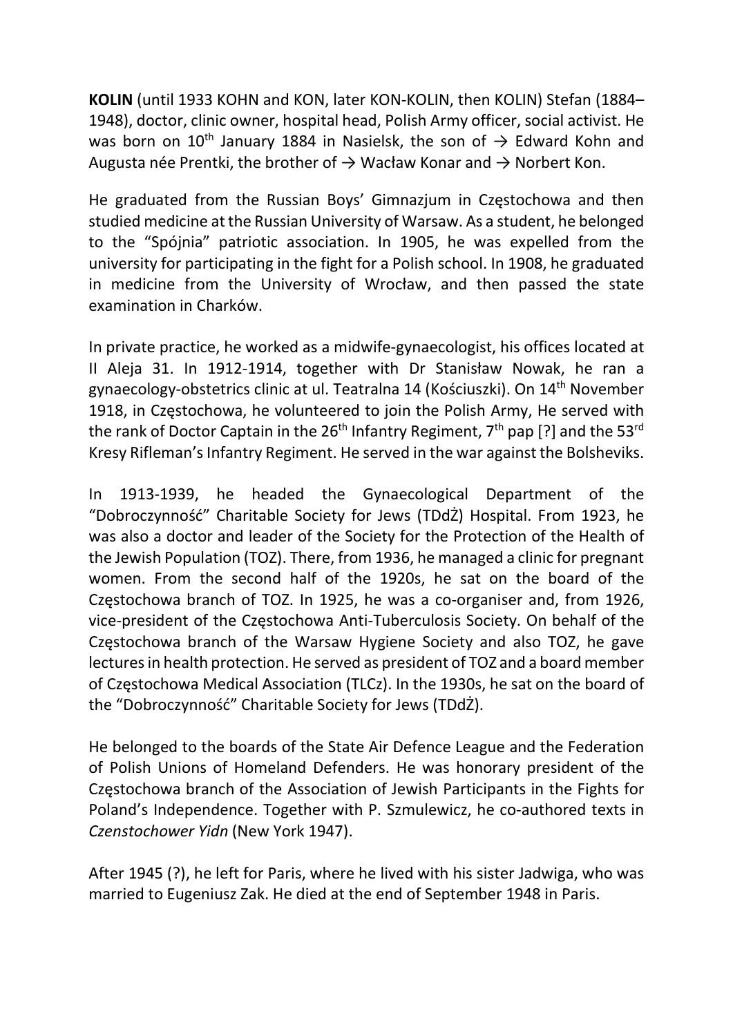**KOLIN** (until 1933 KOHN and KON, later KON-KOLIN, then KOLIN) Stefan (1884–1948), doctor, clinic owner, hospital head, Polish Army officer, social activist. He was born on 10th January 1884 in Nasielsk, the son of → Edward Kohn and Augusta née Prentki, the brother of → Wacław Konar and → Norbert Kon.

He graduated from the Russian Boys' Gimnazjum in Częstochowa and then studied medicine at the Russian University of Warsaw. As a student, he belonged to the "Spójnia" patriotic association. In 1905, he was expelled from the university for participating in the fight for a Polish school. In 1908, he graduated in medicine from the University of Wrocław, and then passed the state examination in Charków.

In private practice, he worked as a midwife-gynaecologist, his offices located at II Aleja 31. In 1912-1914, together with Dr Stanisław Nowak, he ran a gynaecology-obstetrics clinic at ul. Teatralna 14 (Kościuszki). On 14th November 1918, in Częstochowa, he volunteered to join the Polish Army, He served with the rank of Doctor Captain in the 26th Infantry Regiment, 7th pap [?] and the 53rd Kresy Rifleman's Infantry Regiment. He served in the war against the Bolsheviks.

In 1913-1939, he headed the Gynaecological Department of the "Dobroczynność" Charitable Society for Jews (TDdŻ) Hospital. From 1923, he was also a doctor and leader of the Society for the Protection of the Health of the Jewish Population (TOZ). There, from 1936, he managed a clinic for pregnant women. From the second half of the 1920s, he sat on the board of the Częstochowa branch of TOZ. In 1925, he was a co-organiser and, from 1926, vice-president of the Częstochowa Anti-Tuberculosis Society. On behalf of the Częstochowa branch of the Warsaw Hygiene Society and also TOZ, he gave lectures in health protection. He served as president of TOZ and a board member of Częstochowa Medical Association (TLCz). In the 1930s, he sat on the board of the "Dobroczynność" Charitable Society for Jews (TDdŻ).

He belonged to the boards of the State Air Defence League and the Federation of Polish Unions of Homeland Defenders. He was honorary president of the Częstochowa branch of the Association of Jewish Participants in the Fights for Poland's Independence. Together with P. Szmulewicz, he co-authored texts in *Czenstochower Yidn* (New York 1947).

After 1945 (?), he left for Paris, where he lived with his sister Jadwiga, who was married to Eugeniusz Zak. He died at the end of September 1948 in Paris.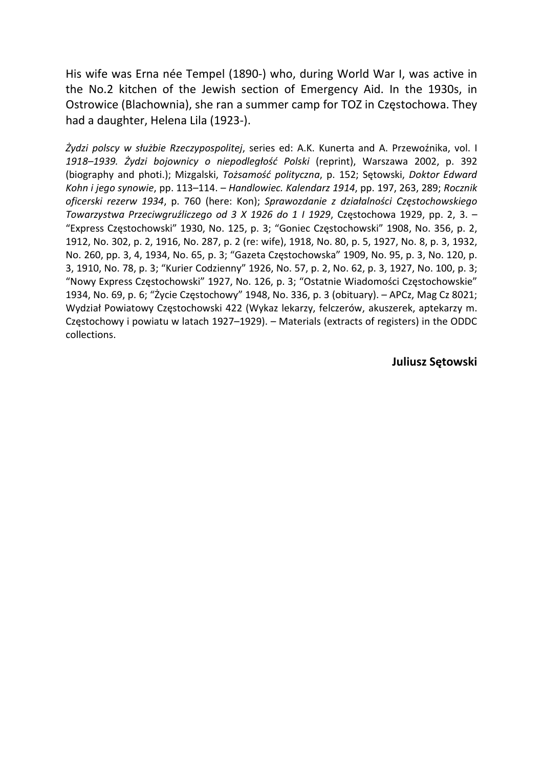His wife was Erna née Tempel (1890-) who, during World War I, was active in the No.2 kitchen of the Jewish section of Emergency Aid. In the 1930s, in Ostrowice (Blachownia), she ran a summer camp for TOZ in Częstochowa. They had a daughter, Helena Lila (1923-).

*Żydzi polscy w służbie Rzeczypospolitej*, series ed: A.K. Kunerta and A. Przewoźnika, vol. I *1918–1939. Żydzi bojownicy o niepodległość Polski* (reprint), Warszawa 2002, p. 392 (biography and photi.); Mizgalski, *Tożsamość polityczna*, p. 152; Sętowski, *Doktor Edward Kohn i jego synowie*, pp. 113–114. – *Handlowiec. Kalendarz 1914*, pp. 197, 263, 289; *Rocznik oficerski rezerw 1934*, p. 760 (here: Kon); *Sprawozdanie z działalności Częstochowskiego Towarzystwa Przeciwgruźliczego od 3 X 1926 do 1 I 1929*, Częstochowa 1929, pp. 2, 3. – "Express Częstochowski" 1930, No. 125, p. 3; "Goniec Częstochowski" 1908, No. 356, p. 2, 1912, No. 302, p. 2, 1916, No. 287, p. 2 (re: wife), 1918, No. 80, p. 5, 1927, No. 8, p. 3, 1932, No. 260, pp. 3, 4, 1934, No. 65, p. 3; "Gazeta Częstochowska" 1909, No. 95, p. 3, No. 120, p. 3, 1910, No. 78, p. 3; "Kurier Codzienny" 1926, No. 57, p. 2, No. 62, p. 3, 1927, No. 100, p. 3; "Nowy Express Częstochowski" 1927, No. 126, p. 3; "Ostatnie Wiadomości Częstochowskie" 1934, No. 69, p. 6; "Życie Częstochowy" 1948, No. 336, p. 3 (obituary). – APCz, Mag Cz 8021; Wydział Powiatowy Częstochowski 422 (Wykaz lekarzy, felczerów, akuszerek, aptekarzy m. Częstochowy i powiatu w latach 1927–1929). – Materials (extracts of registers) in the ODDC collections.

**Juliusz Sętowski**